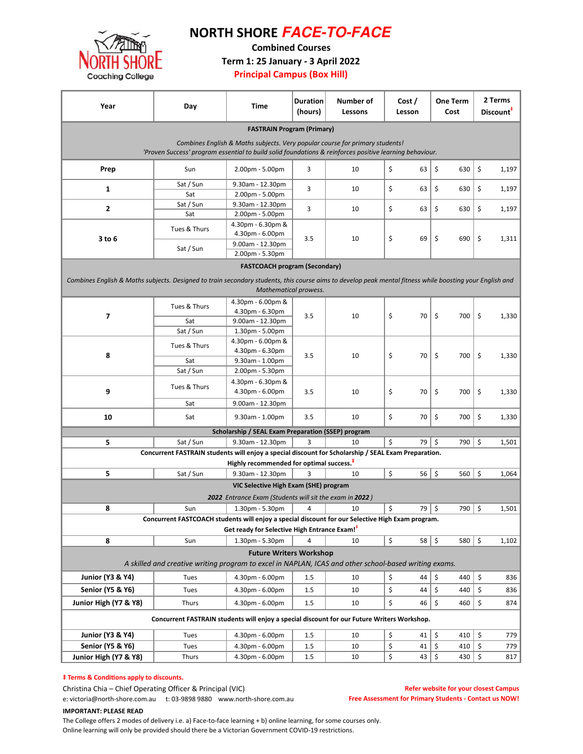# NORTH SHORE *FACE-TO-FACE*

**Combined Courses**

**Term 1: 25 January - 3 April 2022**

**Principal Campus (Box Hill)**

| Year | Day | Time | Duration (hours) | Number of Lessons | Cost / Lesson | One Term Cost | 2 Terms Discount‡ |
|---|---|---|---|---|---|---|---|
| **FASTRAIN Program (Primary)** *Combines English & Maths subjects. Very popular course for primary students! 'Proven Success' program essential to build solid foundations & reinforces positive learning behaviour.* | | | | | | | |
| **Prep** | Sun | 2.00pm - 5.00pm | 3 | 10 | $ 63 | $ 630 | $ 1,197 |
| **1** | Sat / Sun | 9.30am - 12.30pm | 3 | 10 | $ 63 | $ 630 | $ 1,197 |
| | Sat | 2.00pm - 5.00pm | | | | | |
| **2** | Sat / Sun | 9.30am - 12.30pm | 3 | 10 | $ 63 | $ 630 | $ 1,197 |
| | Sat | 2.00pm - 5.00pm | | | | | |
| **3 to 6** | Tues & Thurs | 4.30pm - 6.30pm & 4.30pm - 6.00pm | 3.5 | 10 | $ 69 | $ 690 | $ 1,311 |
| | Sat / Sun | 9.00am - 12.30pm | | | | | |
| | | 2.00pm - 5.30pm | | | | | |
| **FASTCOACH program (Secondary)** *Combines English & Maths subjects. Designed to train secondary students, this course aims to develop peak mental fitness while boosting your English and Mathematical prowess.* | | | | | | | |
| **7** | Tues & Thurs | 4.30pm - 6.00pm & 4.30pm - 6.30pm | 3.5 | 10 | $ 70 | $ 700 | $ 1,330 |
| | Sat | 9.00am - 12.30pm | | | | | |
| | Sat / Sun | 1.30pm - 5.00pm | | | | | |
| **8** | Tues & Thurs | 4.30pm - 6.00pm & 4.30pm - 6.30pm | 3.5 | 10 | $ 70 | $ 700 | $ 1,330 |
| | Sat | 9.30am - 1.00pm | | | | | |
| | Sat / Sun | 2.00pm - 5.30pm | | | | | |
| **9** | Tues & Thurs | 4.30pm - 6.30pm & 4.30pm - 6.00pm | 3.5 | 10 | $ 70 | $ 700 | $ 1,330 |
| | Sat | 9.00am - 12.30pm | | | | | |
| **10** | Sat | 9.30am - 1.00pm | 3.5 | 10 | $ 70 | $ 700 | $ 1,330 |
| **Scholarship / SEAL Exam Preparation (SSEP) program** | | | | | | | |
| **5** | Sat / Sun | 9.30am - 12.30pm | 3 | 10 | $ 79 | $ 790 | $ 1,501 |
| **Concurrent FASTRAIN students will enjoy a special discount for Scholarship / SEAL Exam Preparation. Highly recommended for optimal success.‡** | | | | | | | |
| **5** | Sat / Sun | 9.30am - 12.30pm | 3 | 10 | $ 56 | $ 560 | $ 1,064 |
| **VIC Selective High Exam (SHE) program** ***2022** Entrance Exam (Students will sit the exam in **2022**)* | | | | | | | |
| **8** | Sun | 1.30pm - 5.30pm | 4 | 10 | $ 79 | $ 790 | $ 1,501 |
| **Concurrent FASTCOACH students will enjoy a special discount for our Selective High Exam program. Get ready for Selective High Entrance Exam!‡** | | | | | | | |
| **8** | Sun | 1.30pm - 5.30pm | 4 | 10 | $ 58 | $ 580 | $ 1,102 |
| **Future Writers Workshop** *A skilled and creative writing program to excel in NAPLAN, ICAS and other school-based writing exams.* | | | | | | | |
| **Junior (Y3 & Y4)** | Tues | 4.30pm - 6.00pm | 1.5 | 10 | $ 44 | $ 440 | $ 836 |
| **Senior (Y5 & Y6)** | Tues | 4.30pm - 6.00pm | 1.5 | 10 | $ 44 | $ 440 | $ 836 |
| **Junior High (Y7 & Y8)** | Thurs | 4.30pm - 6.00pm | 1.5 | 10 | $ 46 | $ 460 | $ 874 |
| **Concurrent FASTRAIN students will enjoy a special discount for our Future Writers Workshop.** | | | | | | | |
| **Junior (Y3 & Y4)** | Tues | 4.30pm - 6.00pm | 1.5 | 10 | $ 41 | $ 410 | $ 779 |
| **Senior (Y5 & Y6)** | Tues | 4.30pm - 6.00pm | 1.5 | 10 | $ 41 | $ 410 | $ 779 |
| **Junior High (Y7 & Y8)** | Thurs | 4.30pm - 6.00pm | 1.5 | 10 | $ 43 | $ 430 | $ 817 |

**‡ Terms & Conditions apply to discounts.**

Christina Chia – Chief Operating Officer & Principal (VIC)

e: victoria@north-shore.com.au t: 03-9898 9880 www.north-shore.com.au

**Refer website for your closest Campus**

**Free Assessment for Primary Students - Contact us NOW!**

**IMPORTANT: PLEASE READ**

The College offers 2 modes of delivery i.e. a) Face-to-face learning + b) online learning, for some courses only.
Online learning will only be provided should there be a Victorian Government COVID-19 restrictions.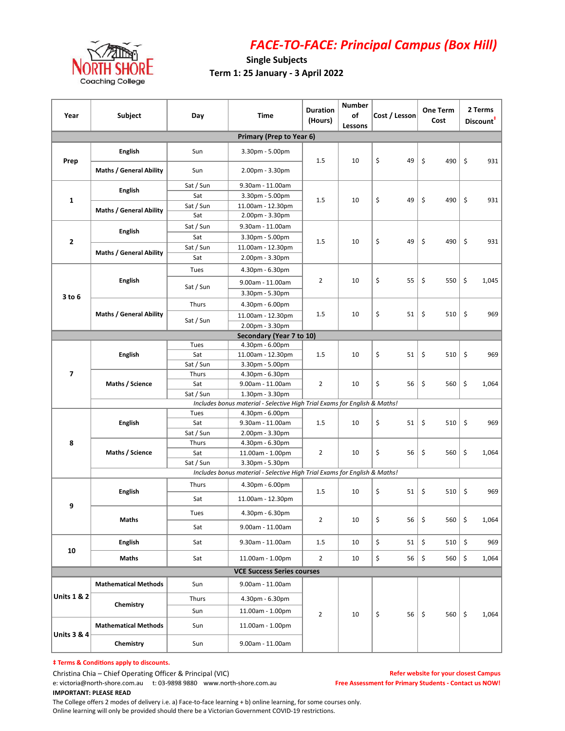# FACE-TO-FACE: Principal Campus (Box Hill)

**Single Subjects**

**Term 1: 25 January - 3 April 2022**

| Year | Subject | Day | Time | Duration (Hours) | Number of Lessons | Cost / Lesson | One Term Cost | 2 Terms Discount‡ |
|---|---|---|---|---|---|---|---|---|
| **Primary (Prep to Year 6)** | | | | | | | | |
| Prep | English | Sun | 3.30pm - 5.00pm | 1.5 | 10 | $ 49 | $ 490 | $ 931 |
| | Maths / General Ability | Sun | 2.00pm - 3.30pm | | | | | |
| 1 | English | Sat / Sun | 9.30am - 11.00am | 1.5 | 10 | $ 49 | $ 490 | $ 931 |
| | | Sat | 3.30pm - 5.00pm | | | | | |
| | Maths / General Ability | Sat / Sun | 11.00am - 12.30pm | | | | | |
| | | Sat | 2.00pm - 3.30pm | | | | | |
| 2 | English | Sat / Sun | 9.30am - 11.00am | 1.5 | 10 | $ 49 | $ 490 | $ 931 |
| | | Sat | 3.30pm - 5.00pm | | | | | |
| | Maths / General Ability | Sat / Sun | 11.00am - 12.30pm | | | | | |
| | | Sat | 2.00pm - 3.30pm | | | | | |
| 3 to 6 | English | Tues | 4.30pm - 6.30pm | 2 | 10 | $ 55 | $ 550 | $ 1,045 |
| | | Sat / Sun | 9.00am - 11.00am | | | | | |
| | | | 3.30pm - 5.30pm | | | | | |
| | Maths / General Ability | Thurs | 4.30pm - 6.00pm | 1.5 | 10 | $ 51 | $ 510 | $ 969 |
| | | Sat / Sun | 11.00am - 12.30pm | | | | | |
| | | | 2.00pm - 3.30pm | | | | | |
| **Secondary (Year 7 to 10)** | | | | | | | | |
| 7 | English | Tues | 4.30pm - 6.00pm | 1.5 | 10 | $ 51 | $ 510 | $ 969 |
| | | Sat | 11.00am - 12.30pm | | | | | |
| | | Sat / Sun | 3.30pm - 5.00pm | | | | | |
| | Maths / Science | Thurs | 4.30pm - 6.30pm | 2 | 10 | $ 56 | $ 560 | $ 1,064 |
| | | Sat | 9.00am - 11.00am | | | | | |
| | | Sat / Sun | 1.30pm - 3.30pm | | | | | |
| | *Includes bonus material - Selective High Trial Exams for English & Maths!* | | | | | | | |
| 8 | English | Tues | 4.30pm - 6.00pm | 1.5 | 10 | $ 51 | $ 510 | $ 969 |
| | | Sat | 9.30am - 11.00am | | | | | |
| | | Sat / Sun | 2.00pm - 3.30pm | | | | | |
| | Maths / Science | Thurs | 4.30pm - 6.30pm | 2 | 10 | $ 56 | $ 560 | $ 1,064 |
| | | Sat | 11.00am - 1.00pm | | | | | |
| | | Sat / Sun | 3.30pm - 5.30pm | | | | | |
| | *Includes bonus material - Selective High Trial Exams for English & Maths!* | | | | | | | |
| 9 | English | Thurs | 4.30pm - 6.00pm | 1.5 | 10 | $ 51 | $ 510 | $ 969 |
| | | Sat | 11.00am - 12.30pm | | | | | |
| | Maths | Tues | 4.30pm - 6.30pm | 2 | 10 | $ 56 | $ 560 | $ 1,064 |
| | | Sat | 9.00am - 11.00am | | | | | |
| 10 | English | Sat | 9.30am - 11.00am | 1.5 | 10 | $ 51 | $ 510 | $ 969 |
| | Maths | Sat | 11.00am - 1.00pm | 2 | 10 | $ 56 | $ 560 | $ 1,064 |
| **VCE Success Series courses** | | | | | | | | |
| Units 1 & 2 | Mathematical Methods | Sun | 9.00am - 11.00am | 2 | 10 | $ 56 | $ 560 | $ 1,064 |
| | Chemistry | Thurs | 4.30pm - 6.30pm | | | | | |
| | | Sun | 11.00am - 1.00pm | | | | | |
| Units 3 & 4 | Mathematical Methods | Sun | 11.00am - 1.00pm | | | | | |
| | Chemistry | Sun | 9.00am - 11.00am | | | | | |

**‡ Terms & Conditions apply to discounts.**

Christina Chia – Chief Operating Officer & Principal (VIC)

e: victoria@north-shore.com.au t: 03-9898 9880 www.north-shore.com.au

**Refer website for your closest Campus**

**Free Assessment for Primary Students - Contact us NOW!**

**IMPORTANT: PLEASE READ**

The College offers 2 modes of delivery i.e. a) Face-to-face learning + b) online learning, for some courses only.
Online learning will only be provided should there be a Victorian Government COVID-19 restrictions.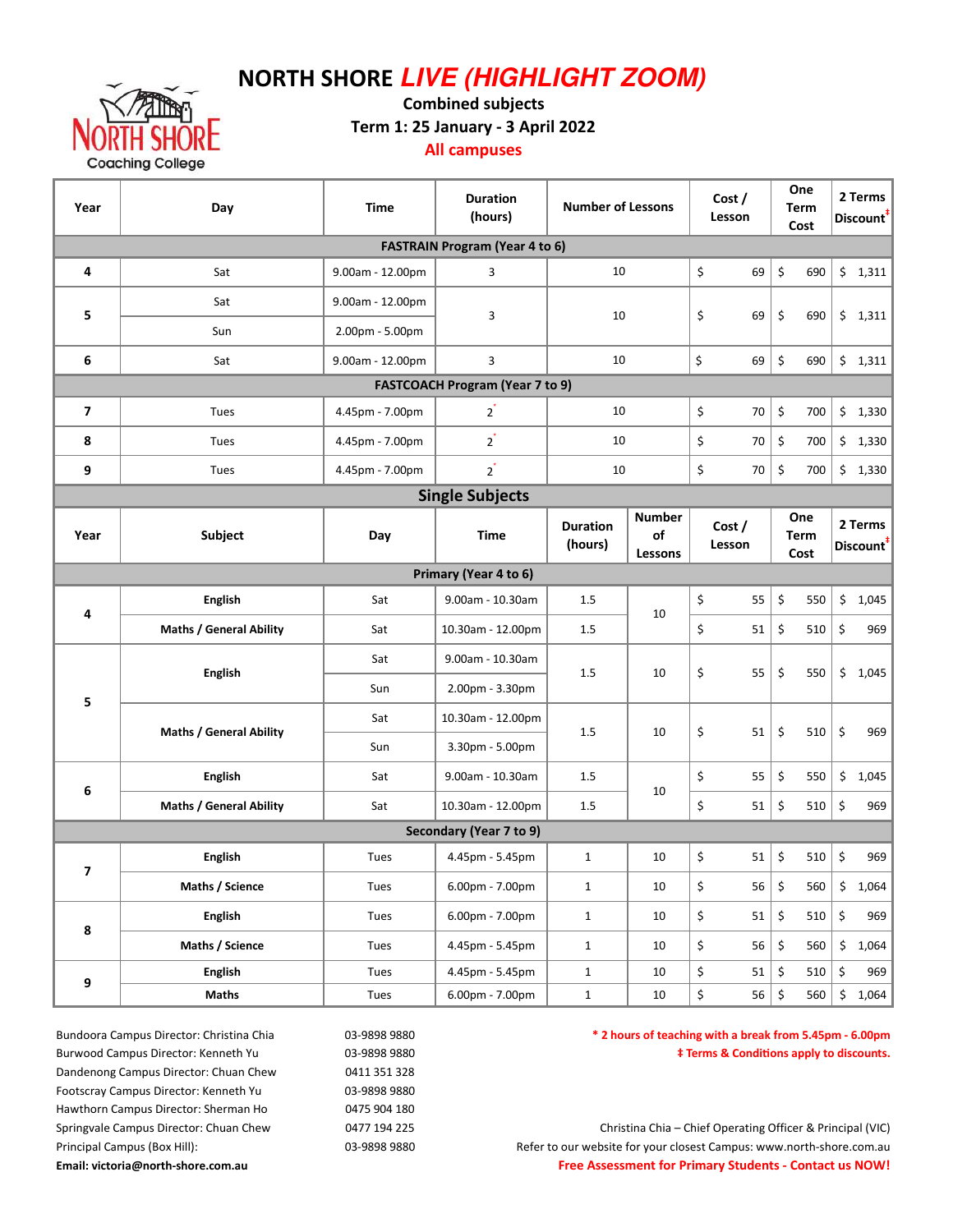# NORTH SHORE *LIVE (HIGHLIGHT ZOOM)*

**Combined subjects**

**Term 1: 25 January - 3 April 2022**

**All campuses**

| Year | Day | Time | Duration (hours) | Number of Lessons | Cost / Lesson | One Term Cost | 2 Terms Discount‡ |
|---|---|---|---|---|---|---|---|
| **FASTRAIN Program (Year 4 to 6)** | | | | | | | |
| **4** | Sat | 9.00am - 12.00pm | 3 | 10 | $ 69 | $ 690 | $ 1,311 |
| **5** | Sat | 9.00am - 12.00pm | 3 | 10 | $ 69 | $ 690 | $ 1,311 |
| | Sun | 2.00pm - 5.00pm | | | | | |
| **6** | Sat | 9.00am - 12.00pm | 3 | 10 | $ 69 | $ 690 | $ 1,311 |
| **FASTCOACH Program (Year 7 to 9)** | | | | | | | |
| **7** | Tues | 4.45pm - 7.00pm | 2* | 10 | $ 70 | $ 700 | $ 1,330 |
| **8** | Tues | 4.45pm - 7.00pm | 2* | 10 | $ 70 | $ 700 | $ 1,330 |
| **9** | Tues | 4.45pm - 7.00pm | 2* | 10 | $ 70 | $ 700 | $ 1,330 |

## Single Subjects

| Year | Subject | Day | Time | Duration (hours) | Number of Lessons | Cost / Lesson | One Term Cost | 2 Terms Discount‡ |
|---|---|---|---|---|---|---|---|---|
| **Primary (Year 4 to 6)** | | | | | | | | |
| **4** | **English** | Sat | 9.00am - 10.30am | 1.5 | 10 | $ 55 | $ 550 | $ 1,045 |
| | **Maths / General Ability** | Sat | 10.30am - 12.00pm | 1.5 | | $ 51 | $ 510 | $ 969 |
| **5** | **English** | Sat | 9.00am - 10.30am | 1.5 | 10 | $ 55 | $ 550 | $ 1,045 |
| | | Sun | 2.00pm - 3.30pm | | | | | |
| | **Maths / General Ability** | Sat | 10.30am - 12.00pm | 1.5 | 10 | $ 51 | $ 510 | $ 969 |
| | | Sun | 3.30pm - 5.00pm | | | | | |
| **6** | **English** | Sat | 9.00am - 10.30am | 1.5 | 10 | $ 55 | $ 550 | $ 1,045 |
| | **Maths / General Ability** | Sat | 10.30am - 12.00pm | 1.5 | | $ 51 | $ 510 | $ 969 |
| **Secondary (Year 7 to 9)** | | | | | | | | |
| **7** | **English** | Tues | 4.45pm - 5.45pm | 1 | 10 | $ 51 | $ 510 | $ 969 |
| | **Maths / Science** | Tues | 6.00pm - 7.00pm | 1 | 10 | $ 56 | $ 560 | $ 1,064 |
| **8** | **English** | Tues | 6.00pm - 7.00pm | 1 | 10 | $ 51 | $ 510 | $ 969 |
| | **Maths / Science** | Tues | 4.45pm - 5.45pm | 1 | 10 | $ 56 | $ 560 | $ 1,064 |
| **9** | **English** | Tues | 4.45pm - 5.45pm | 1 | 10 | $ 51 | $ 510 | $ 969 |
| | **Maths** | Tues | 6.00pm - 7.00pm | 1 | 10 | $ 56 | $ 560 | $ 1,064 |

| | |
|---|---|
| Bundoora Campus Director: Christina Chia | 03-9898 9880 |
| Burwood Campus Director: Kenneth Yu | 03-9898 9880 |
| Dandenong Campus Director: Chuan Chew | 0411 351 328 |
| Footscray Campus Director: Kenneth Yu | 03-9898 9880 |
| Hawthorn Campus Director: Sherman Ho | 0475 904 180 |
| Springvale Campus Director: Chuan Chew | 0477 194 225 |
| Principal Campus (Box Hill): | 03-9898 9880 |

**Email: victoria@north-shore.com.au**

**\* 2 hours of teaching with a break from 5.45pm - 6.00pm**

**‡ Terms & Conditions apply to discounts.**

Christina Chia – Chief Operating Officer & Principal (VIC)

Refer to our website for your closest Campus: www.north-shore.com.au

**Free Assessment for Primary Students - Contact us NOW!**